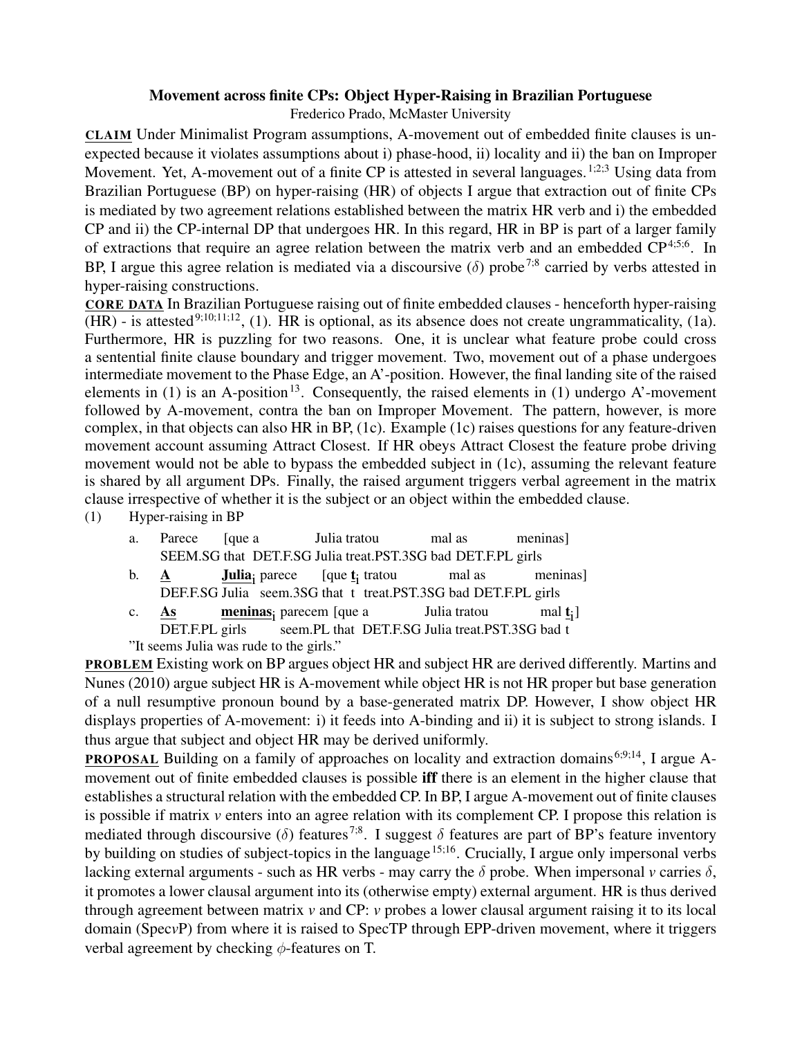# Movement across finite CPs: Object Hyper-Raising in Brazilian Portuguese

Frederico Prado, McMaster University

**CLAIM** Under Minimalist Program assumptions, A-movement out of embedded finite clauses is unexpected because it violates assumptions about i) phase-hood, ii) locality and ii) the ban on Improper Movement. Yet, A-movement out of a finite CP is attested in several languages.[1;2;3] Using data from Brazilian Portuguese (BP) on hyper-raising (HR) of objects I argue that extraction out of finite CPs is mediated by two agreement relations established between the matrix HR verb and i) the embedded CP and ii) the CP-internal DP that undergoes HR. In this regard, HR in BP is part of a larger family of extractions that require an agree relation between the matrix verb and an embedded CP[4;5;6]. In BP, I argue this agree relation is mediated via a discoursive ($\delta$) probe[7;8] carried by verbs attested in hyper-raising constructions.

**CORE DATA** In Brazilian Portuguese raising out of finite embedded clauses - henceforth hyper-raising (HR) - is attested[9;10;11;12], (1). HR is optional, as its absence does not create ungrammaticality, (1a). Furthermore, HR is puzzling for two reasons. One, it is unclear what feature probe could cross a sentential finite clause boundary and trigger movement. Two, movement out of a phase undergoes intermediate movement to the Phase Edge, an A'-position. However, the final landing site of the raised elements in (1) is an A-position[13]. Consequently, the raised elements in (1) undergo A'-movement followed by A-movement, contra the ban on Improper Movement. The pattern, however, is more complex, in that objects can also HR in BP, (1c). Example (1c) raises questions for any feature-driven movement account assuming Attract Closest. If HR obeys Attract Closest the feature probe driving movement would not be able to bypass the embedded subject in (1c), assuming the relevant feature is shared by all argument DPs. Finally, the raised argument triggers verbal agreement in the matrix clause irrespective of whether it is the subject or an object within the embedded clause.

(1) Hyper-raising in BP

a. Parece [que a Julia tratou mal as meninas]
   SEEM.SG that DET.F.SG Julia treat.PST.3SG bad DET.F.PL girls

b. **A** **Julia**$_i$ parece [que **t**$_i$ tratou mal as meninas]
   DEF.F.SG Julia seem.3SG that t treat.PST.3SG bad DET.F.PL girls

c. **As** **meninas**$_i$ parecem [que a Julia tratou mal **t**$_i$]
   DET.F.PL girls seem.PL that DET.F.SG Julia treat.PST.3SG bad t

"It seems Julia was rude to the girls."

**PROBLEM** Existing work on BP argues object HR and subject HR are derived differently. Martins and Nunes (2010) argue subject HR is A-movement while object HR is not HR proper but base generation of a null resumptive pronoun bound by a base-generated matrix DP. However, I show object HR displays properties of A-movement: i) it feeds into A-binding and ii) it is subject to strong islands. I thus argue that subject and object HR may be derived uniformly.

**PROPOSAL** Building on a family of approaches on locality and extraction domains[6;9;14], I argue A-movement out of finite embedded clauses is possible **iff** there is an element in the higher clause that establishes a structural relation with the embedded CP. In BP, I argue A-movement out of finite clauses is possible if matrix *v* enters into an agree relation with its complement CP. I propose this relation is mediated through discoursive ($\delta$) features[7;8]. I suggest $\delta$ features are part of BP's feature inventory by building on studies of subject-topics in the language[15;16]. Crucially, I argue only impersonal verbs lacking external arguments - such as HR verbs - may carry the $\delta$ probe. When impersonal *v* carries $\delta$, it promotes a lower clausal argument into its (otherwise empty) external argument. HR is thus derived through agreement between matrix *v* and CP: *v* probes a lower clausal argument raising it to its local domain (Spec*v*P) from where it is raised to SpecTP through EPP-driven movement, where it triggers verbal agreement by checking $\phi$-features on T.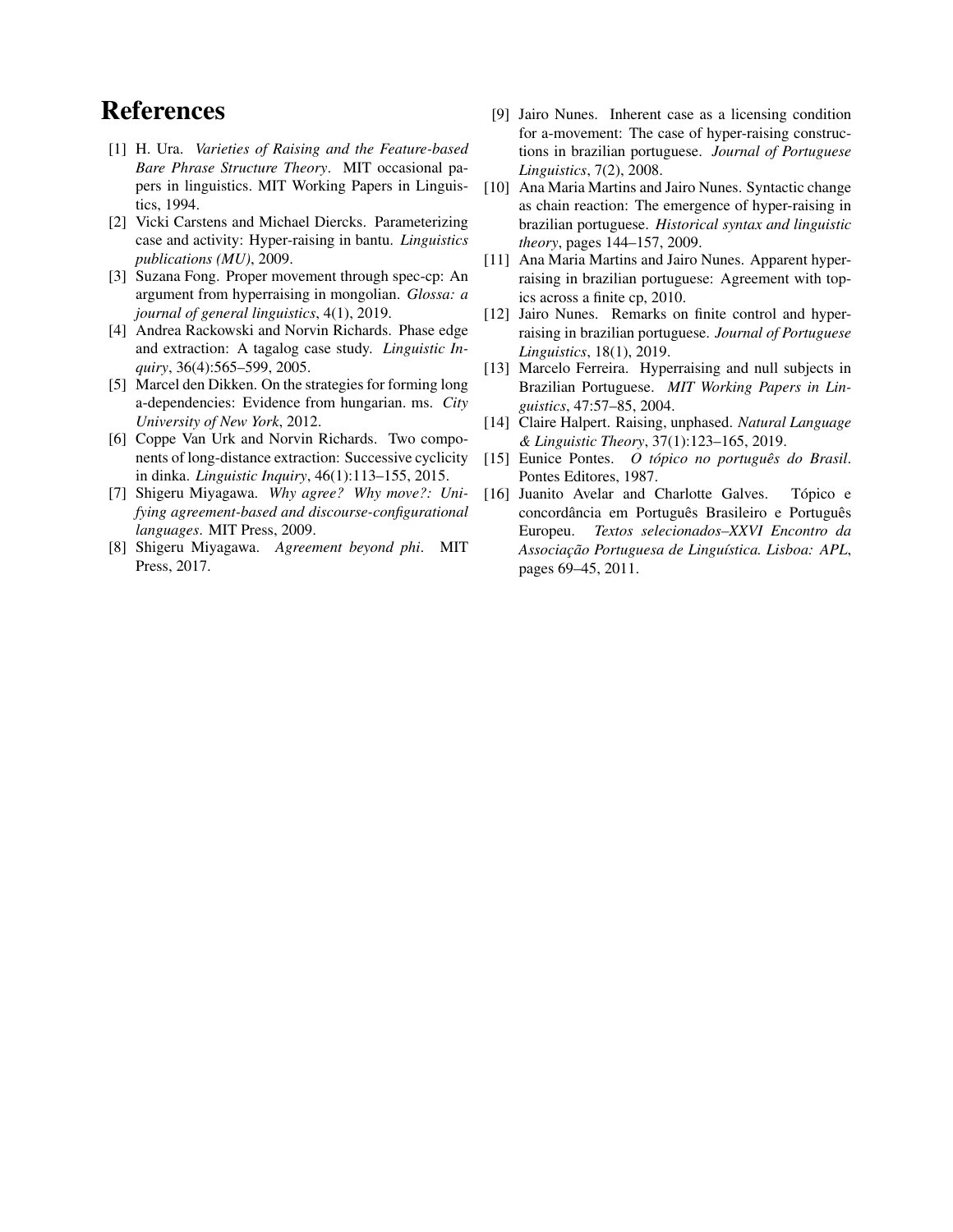# References

[1] H. Ura. *Varieties of Raising and the Feature-based Bare Phrase Structure Theory*. MIT occasional papers in linguistics. MIT Working Papers in Linguistics, 1994.

[2] Vicki Carstens and Michael Diercks. Parameterizing case and activity: Hyper-raising in bantu. *Linguistics publications (MU)*, 2009.

[3] Suzana Fong. Proper movement through spec-cp: An argument from hyperraising in mongolian. *Glossa: a journal of general linguistics*, 4(1), 2019.

[4] Andrea Rackowski and Norvin Richards. Phase edge and extraction: A tagalog case study. *Linguistic Inquiry*, 36(4):565–599, 2005.

[5] Marcel den Dikken. On the strategies for forming long a-dependencies: Evidence from hungarian. ms. *City University of New York*, 2012.

[6] Coppe Van Urk and Norvin Richards. Two components of long-distance extraction: Successive cyclicity in dinka. *Linguistic Inquiry*, 46(1):113–155, 2015.

[7] Shigeru Miyagawa. *Why agree? Why move?: Unifying agreement-based and discourse-configurational languages*. MIT Press, 2009.

[8] Shigeru Miyagawa. *Agreement beyond phi*. MIT Press, 2017.

[9] Jairo Nunes. Inherent case as a licensing condition for a-movement: The case of hyper-raising constructions in brazilian portuguese. *Journal of Portuguese Linguistics*, 7(2), 2008.

[10] Ana Maria Martins and Jairo Nunes. Syntactic change as chain reaction: The emergence of hyper-raising in brazilian portuguese. *Historical syntax and linguistic theory*, pages 144–157, 2009.

[11] Ana Maria Martins and Jairo Nunes. Apparent hyper-raising in brazilian portuguese: Agreement with topics across a finite cp, 2010.

[12] Jairo Nunes. Remarks on finite control and hyper-raising in brazilian portuguese. *Journal of Portuguese Linguistics*, 18(1), 2019.

[13] Marcelo Ferreira. Hyperraising and null subjects in Brazilian Portuguese. *MIT Working Papers in Linguistics*, 47:57–85, 2004.

[14] Claire Halpert. Raising, unphased. *Natural Language & Linguistic Theory*, 37(1):123–165, 2019.

[15] Eunice Pontes. *O tópico no português do Brasil*. Pontes Editores, 1987.

[16] Juanito Avelar and Charlotte Galves. Tópico e concordância em Português Brasileiro e Português Europeu. *Textos selecionados–XXVI Encontro da Associação Portuguesa de Linguística. Lisboa: APL*, pages 69–45, 2011.